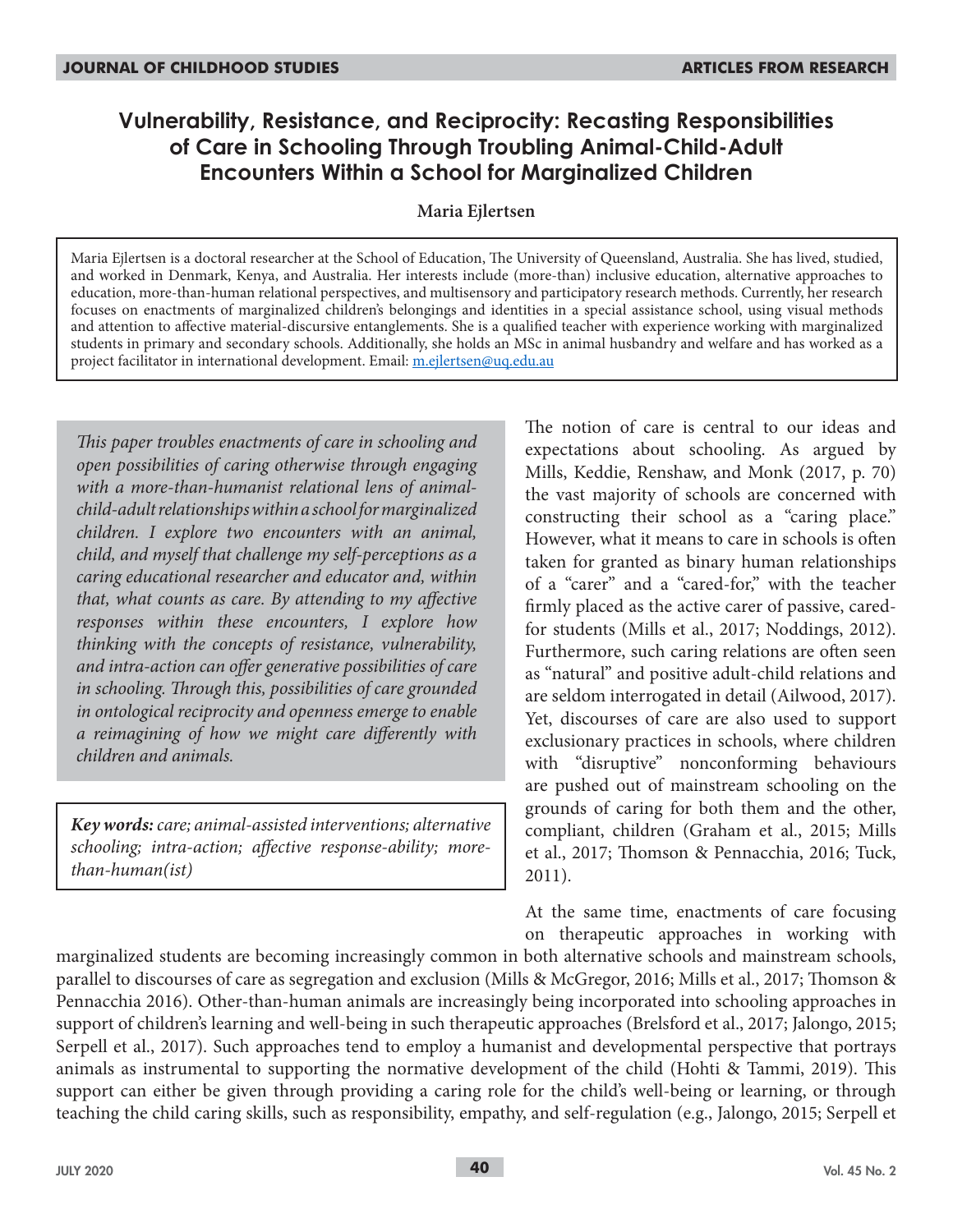# Vulnerability, Resistance, and Reciprocity: Recasting Responsibilities of Care in Schooling Through Troubling Animal-Child-Adult Encounters Within a School for Marginalized Children

**Maria Ejlertsen**

Maria Ejlertsen is a doctoral researcher at the School of Education, The University of Queensland, Australia. She has lived, studied, and worked in Denmark, Kenya, and Australia. Her interests include (more-than) inclusive education, alternative approaches to education, more-than-human relational perspectives, and multisensory and participatory research methods. Currently, her research focuses on enactments of marginalized children's belongings and identities in a special assistance school, using visual methods and attention to affective material-discursive entanglements. She is a qualified teacher with experience working with marginalized students in primary and secondary schools. Additionally, she holds an MSc in animal husbandry and welfare and has worked as a project facilitator in international development. Email: m.ejlertsen@uq.edu.au

*This paper troubles enactments of care in schooling and open possibilities of caring otherwise through engaging with a more-than-humanist relational lens of animal-child-adult relationships within a school for marginalized children. I explore two encounters with an animal, child, and myself that challenge my self-perceptions as a caring educational researcher and educator and, within that, what counts as care. By attending to my affective responses within these encounters, I explore how thinking with the concepts of resistance, vulnerability, and intra-action can offer generative possibilities of care in schooling. Through this, possibilities of care grounded in ontological reciprocity and openness emerge to enable a reimagining of how we might care differently with children and animals.*

***Key words:*** *care; animal-assisted interventions; alternative schooling; intra-action; affective response-ability; more-than-human(ist)*

The notion of care is central to our ideas and expectations about schooling. As argued by Mills, Keddie, Renshaw, and Monk (2017, p. 70) the vast majority of schools are concerned with constructing their school as a "caring place." However, what it means to care in schools is often taken for granted as binary human relationships of a "carer" and a "cared-for," with the teacher firmly placed as the active carer of passive, cared-for students (Mills et al., 2017; Noddings, 2012). Furthermore, such caring relations are often seen as "natural" and positive adult-child relations and are seldom interrogated in detail (Ailwood, 2017). Yet, discourses of care are also used to support exclusionary practices in schools, where children with "disruptive" nonconforming behaviours are pushed out of mainstream schooling on the grounds of caring for both them and the other, compliant, children (Graham et al., 2015; Mills et al., 2017; Thomson & Pennacchia, 2016; Tuck, 2011).

At the same time, enactments of care focusing on therapeutic approaches in working with marginalized students are becoming increasingly common in both alternative schools and mainstream schools, parallel to discourses of care as segregation and exclusion (Mills & McGregor, 2016; Mills et al., 2017; Thomson & Pennacchia 2016). Other-than-human animals are increasingly being incorporated into schooling approaches in support of children's learning and well-being in such therapeutic approaches (Brelsford et al., 2017; Jalongo, 2015; Serpell et al., 2017). Such approaches tend to employ a humanist and developmental perspective that portrays animals as instrumental to supporting the normative development of the child (Hohti & Tammi, 2019). This support can either be given through providing a caring role for the child's well-being or learning, or through teaching the child caring skills, such as responsibility, empathy, and self-regulation (e.g., Jalongo, 2015; Serpell et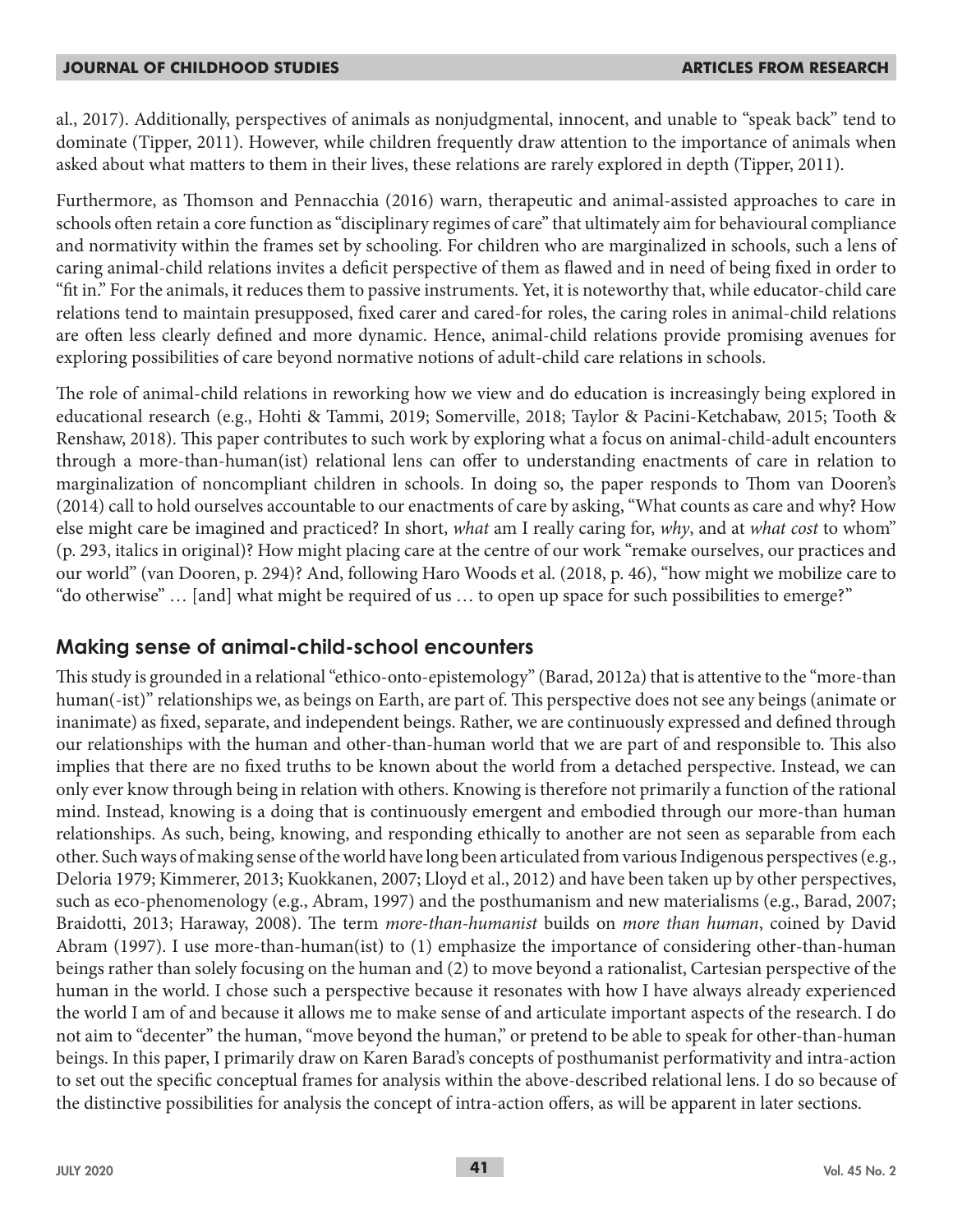al., 2017). Additionally, perspectives of animals as nonjudgmental, innocent, and unable to "speak back" tend to dominate (Tipper, 2011). However, while children frequently draw attention to the importance of animals when asked about what matters to them in their lives, these relations are rarely explored in depth (Tipper, 2011).

Furthermore, as Thomson and Pennacchia (2016) warn, therapeutic and animal-assisted approaches to care in schools often retain a core function as "disciplinary regimes of care" that ultimately aim for behavioural compliance and normativity within the frames set by schooling. For children who are marginalized in schools, such a lens of caring animal-child relations invites a deficit perspective of them as flawed and in need of being fixed in order to "fit in." For the animals, it reduces them to passive instruments. Yet, it is noteworthy that, while educator-child care relations tend to maintain presupposed, fixed carer and cared-for roles, the caring roles in animal-child relations are often less clearly defined and more dynamic. Hence, animal-child relations provide promising avenues for exploring possibilities of care beyond normative notions of adult-child care relations in schools.

The role of animal-child relations in reworking how we view and do education is increasingly being explored in educational research (e.g., Hohti & Tammi, 2019; Somerville, 2018; Taylor & Pacini-Ketchabaw, 2015; Tooth & Renshaw, 2018). This paper contributes to such work by exploring what a focus on animal-child-adult encounters through a more-than-human(ist) relational lens can offer to understanding enactments of care in relation to marginalization of noncompliant children in schools. In doing so, the paper responds to Thom van Dooren's (2014) call to hold ourselves accountable to our enactments of care by asking, "What counts as care and why? How else might care be imagined and practiced? In short, *what* am I really caring for, *why*, and at *what cost* to whom" (p. 293, italics in original)? How might placing care at the centre of our work "remake ourselves, our practices and our world" (van Dooren, p. 294)? And, following Haro Woods et al. (2018, p. 46), "how might we mobilize care to "do otherwise" … [and] what might be required of us … to open up space for such possibilities to emerge?"

## Making sense of animal-child-school encounters

This study is grounded in a relational "ethico-onto-epistemology" (Barad, 2012a) that is attentive to the "more-than human(-ist)" relationships we, as beings on Earth, are part of. This perspective does not see any beings (animate or inanimate) as fixed, separate, and independent beings. Rather, we are continuously expressed and defined through our relationships with the human and other-than-human world that we are part of and responsible to. This also implies that there are no fixed truths to be known about the world from a detached perspective. Instead, we can only ever know through being in relation with others. Knowing is therefore not primarily a function of the rational mind. Instead, knowing is a doing that is continuously emergent and embodied through our more-than human relationships. As such, being, knowing, and responding ethically to another are not seen as separable from each other. Such ways of making sense of the world have long been articulated from various Indigenous perspectives (e.g., Deloria 1979; Kimmerer, 2013; Kuokkanen, 2007; Lloyd et al., 2012) and have been taken up by other perspectives, such as eco-phenomenology (e.g., Abram, 1997) and the posthumanism and new materialisms (e.g., Barad, 2007; Braidotti, 2013; Haraway, 2008). The term *more-than-humanist* builds on *more than human*, coined by David Abram (1997). I use more-than-human(ist) to (1) emphasize the importance of considering other-than-human beings rather than solely focusing on the human and (2) to move beyond a rationalist, Cartesian perspective of the human in the world. I chose such a perspective because it resonates with how I have always already experienced the world I am of and because it allows me to make sense of and articulate important aspects of the research. I do not aim to "decenter" the human, "move beyond the human," or pretend to be able to speak for other-than-human beings. In this paper, I primarily draw on Karen Barad's concepts of posthumanist performativity and intra-action to set out the specific conceptual frames for analysis within the above-described relational lens. I do so because of the distinctive possibilities for analysis the concept of intra-action offers, as will be apparent in later sections.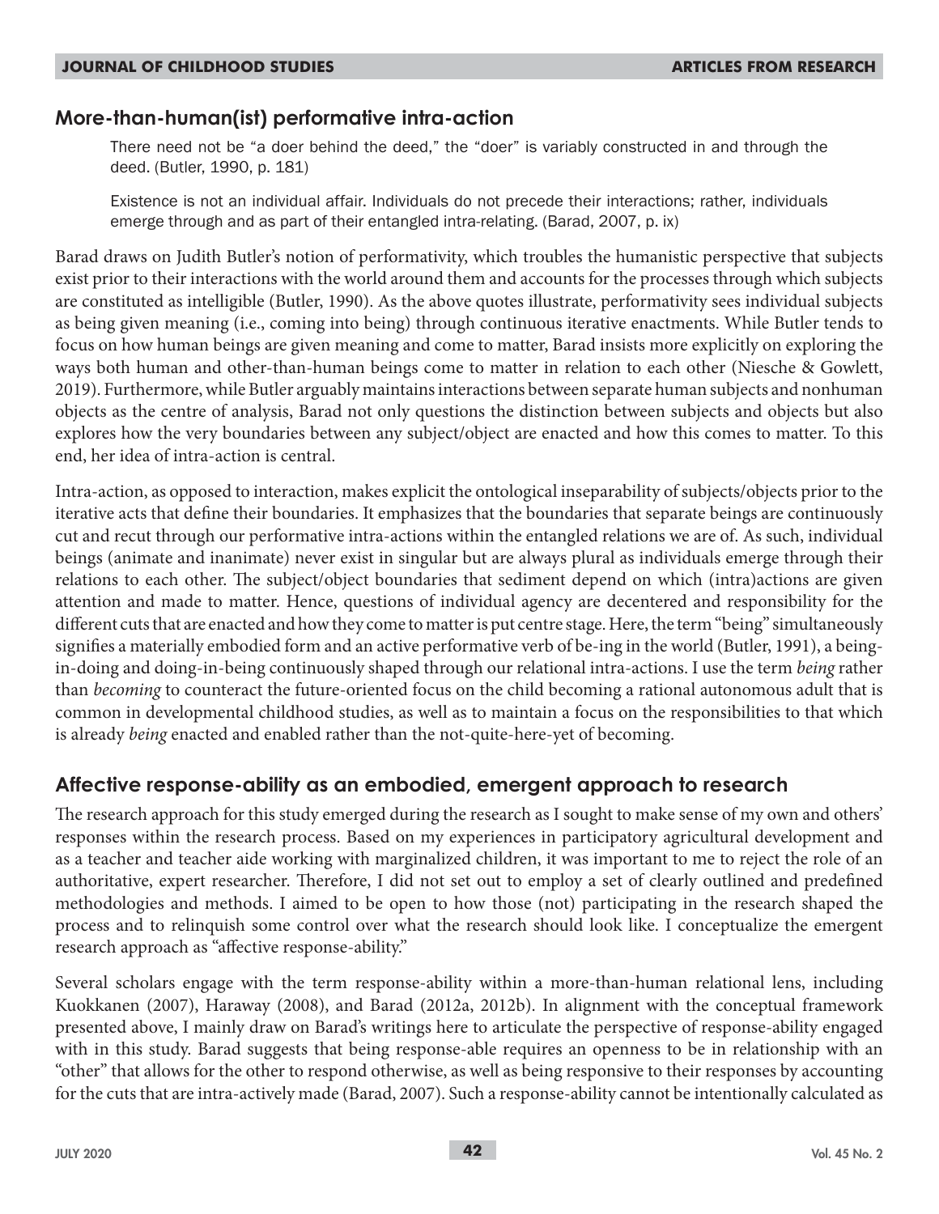## More-than-human(ist) performative intra-action

> There need not be "a doer behind the deed," the "doer" is variably constructed in and through the deed. (Butler, 1990, p. 181)

> Existence is not an individual affair. Individuals do not precede their interactions; rather, individuals emerge through and as part of their entangled intra-relating. (Barad, 2007, p. ix)

Barad draws on Judith Butler's notion of performativity, which troubles the humanistic perspective that subjects exist prior to their interactions with the world around them and accounts for the processes through which subjects are constituted as intelligible (Butler, 1990). As the above quotes illustrate, performativity sees individual subjects as being given meaning (i.e., coming into being) through continuous iterative enactments. While Butler tends to focus on how human beings are given meaning and come to matter, Barad insists more explicitly on exploring the ways both human and other-than-human beings come to matter in relation to each other (Niesche & Gowlett, 2019). Furthermore, while Butler arguably maintains interactions between separate human subjects and nonhuman objects as the centre of analysis, Barad not only questions the distinction between subjects and objects but also explores how the very boundaries between any subject/object are enacted and how this comes to matter. To this end, her idea of intra-action is central.

Intra-action, as opposed to interaction, makes explicit the ontological inseparability of subjects/objects prior to the iterative acts that define their boundaries. It emphasizes that the boundaries that separate beings are continuously cut and recut through our performative intra-actions within the entangled relations we are of. As such, individual beings (animate and inanimate) never exist in singular but are always plural as individuals emerge through their relations to each other. The subject/object boundaries that sediment depend on which (intra)actions are given attention and made to matter. Hence, questions of individual agency are decentered and responsibility for the different cuts that are enacted and how they come to matter is put centre stage. Here, the term "being" simultaneously signifies a materially embodied form and an active performative verb of be-ing in the world (Butler, 1991), a being-in-doing and doing-in-being continuously shaped through our relational intra-actions. I use the term *being* rather than *becoming* to counteract the future-oriented focus on the child becoming a rational autonomous adult that is common in developmental childhood studies, as well as to maintain a focus on the responsibilities to that which is already *being* enacted and enabled rather than the not-quite-here-yet of becoming.

## Affective response-ability as an embodied, emergent approach to research

The research approach for this study emerged during the research as I sought to make sense of my own and others' responses within the research process. Based on my experiences in participatory agricultural development and as a teacher and teacher aide working with marginalized children, it was important to me to reject the role of an authoritative, expert researcher. Therefore, I did not set out to employ a set of clearly outlined and predefined methodologies and methods. I aimed to be open to how those (not) participating in the research shaped the process and to relinquish some control over what the research should look like. I conceptualize the emergent research approach as "affective response-ability."

Several scholars engage with the term response-ability within a more-than-human relational lens, including Kuokkanen (2007), Haraway (2008), and Barad (2012a, 2012b). In alignment with the conceptual framework presented above, I mainly draw on Barad's writings here to articulate the perspective of response-ability engaged with in this study. Barad suggests that being response-able requires an openness to be in relationship with an "other" that allows for the other to respond otherwise, as well as being responsive to their responses by accounting for the cuts that are intra-actively made (Barad, 2007). Such a response-ability cannot be intentionally calculated as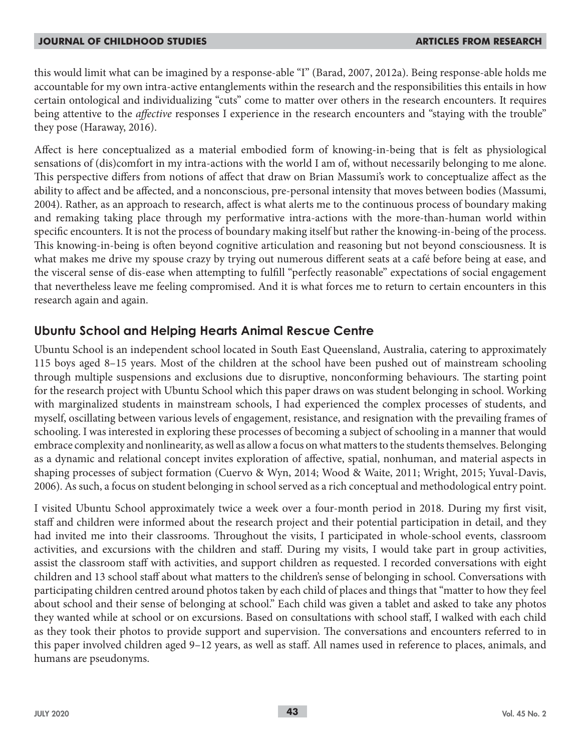this would limit what can be imagined by a response-able "I" (Barad, 2007, 2012a). Being response-able holds me accountable for my own intra-active entanglements within the research and the responsibilities this entails in how certain ontological and individualizing "cuts" come to matter over others in the research encounters. It requires being attentive to the *affective* responses I experience in the research encounters and "staying with the trouble" they pose (Haraway, 2016).

Affect is here conceptualized as a material embodied form of knowing-in-being that is felt as physiological sensations of (dis)comfort in my intra-actions with the world I am of, without necessarily belonging to me alone. This perspective differs from notions of affect that draw on Brian Massumi's work to conceptualize affect as the ability to affect and be affected, and a nonconscious, pre-personal intensity that moves between bodies (Massumi, 2004). Rather, as an approach to research, affect is what alerts me to the continuous process of boundary making and remaking taking place through my performative intra-actions with the more-than-human world within specific encounters. It is not the process of boundary making itself but rather the knowing-in-being of the process. This knowing-in-being is often beyond cognitive articulation and reasoning but not beyond consciousness. It is what makes me drive my spouse crazy by trying out numerous different seats at a café before being at ease, and the visceral sense of dis-ease when attempting to fulfill "perfectly reasonable" expectations of social engagement that nevertheless leave me feeling compromised. And it is what forces me to return to certain encounters in this research again and again.

## Ubuntu School and Helping Hearts Animal Rescue Centre

Ubuntu School is an independent school located in South East Queensland, Australia, catering to approximately 115 boys aged 8–15 years. Most of the children at the school have been pushed out of mainstream schooling through multiple suspensions and exclusions due to disruptive, nonconforming behaviours. The starting point for the research project with Ubuntu School which this paper draws on was student belonging in school. Working with marginalized students in mainstream schools, I had experienced the complex processes of students, and myself, oscillating between various levels of engagement, resistance, and resignation with the prevailing frames of schooling. I was interested in exploring these processes of becoming a subject of schooling in a manner that would embrace complexity and nonlinearity, as well as allow a focus on what matters to the students themselves. Belonging as a dynamic and relational concept invites exploration of affective, spatial, nonhuman, and material aspects in shaping processes of subject formation (Cuervo & Wyn, 2014; Wood & Waite, 2011; Wright, 2015; Yuval-Davis, 2006). As such, a focus on student belonging in school served as a rich conceptual and methodological entry point.

I visited Ubuntu School approximately twice a week over a four-month period in 2018. During my first visit, staff and children were informed about the research project and their potential participation in detail, and they had invited me into their classrooms. Throughout the visits, I participated in whole-school events, classroom activities, and excursions with the children and staff. During my visits, I would take part in group activities, assist the classroom staff with activities, and support children as requested. I recorded conversations with eight children and 13 school staff about what matters to the children's sense of belonging in school. Conversations with participating children centred around photos taken by each child of places and things that "matter to how they feel about school and their sense of belonging at school." Each child was given a tablet and asked to take any photos they wanted while at school or on excursions. Based on consultations with school staff, I walked with each child as they took their photos to provide support and supervision. The conversations and encounters referred to in this paper involved children aged 9–12 years, as well as staff. All names used in reference to places, animals, and humans are pseudonyms.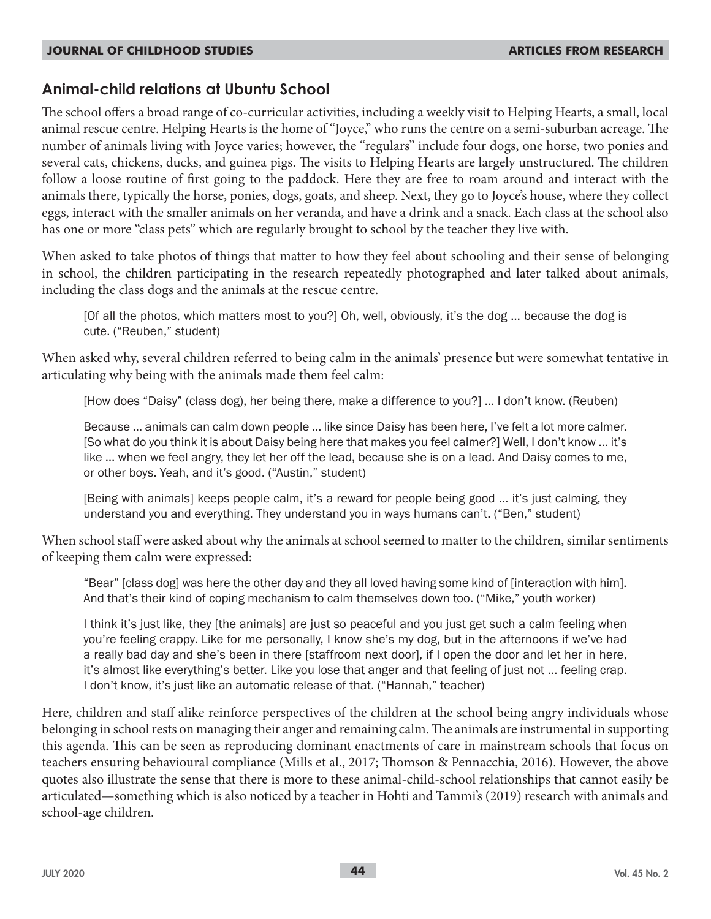## Animal-child relations at Ubuntu School

The school offers a broad range of co-curricular activities, including a weekly visit to Helping Hearts, a small, local animal rescue centre. Helping Hearts is the home of "Joyce," who runs the centre on a semi-suburban acreage. The number of animals living with Joyce varies; however, the "regulars" include four dogs, one horse, two ponies and several cats, chickens, ducks, and guinea pigs. The visits to Helping Hearts are largely unstructured. The children follow a loose routine of first going to the paddock. Here they are free to roam around and interact with the animals there, typically the horse, ponies, dogs, goats, and sheep. Next, they go to Joyce's house, where they collect eggs, interact with the smaller animals on her veranda, and have a drink and a snack. Each class at the school also has one or more "class pets" which are regularly brought to school by the teacher they live with.

When asked to take photos of things that matter to how they feel about schooling and their sense of belonging in school, the children participating in the research repeatedly photographed and later talked about animals, including the class dogs and the animals at the rescue centre.

> [Of all the photos, which matters most to you?] Oh, well, obviously, it's the dog … because the dog is cute. ("Reuben," student)

When asked why, several children referred to being calm in the animals' presence but were somewhat tentative in articulating why being with the animals made them feel calm:

> [How does "Daisy" (class dog), her being there, make a difference to you?] … I don't know. (Reuben)
>
> Because … animals can calm down people … like since Daisy has been here, I've felt a lot more calmer. [So what do you think it is about Daisy being here that makes you feel calmer?] Well, I don't know … it's like … when we feel angry, they let her off the lead, because she is on a lead. And Daisy comes to me, or other boys. Yeah, and it's good. ("Austin," student)
>
> [Being with animals] keeps people calm, it's a reward for people being good … it's just calming, they understand you and everything. They understand you in ways humans can't. ("Ben," student)

When school staff were asked about why the animals at school seemed to matter to the children, similar sentiments of keeping them calm were expressed:

> "Bear" [class dog] was here the other day and they all loved having some kind of [interaction with him]. And that's their kind of coping mechanism to calm themselves down too. ("Mike," youth worker)
>
> I think it's just like, they [the animals] are just so peaceful and you just get such a calm feeling when you're feeling crappy. Like for me personally, I know she's my dog, but in the afternoons if we've had a really bad day and she's been in there [staffroom next door], if I open the door and let her in here, it's almost like everything's better. Like you lose that anger and that feeling of just not … feeling crap. I don't know, it's just like an automatic release of that. ("Hannah," teacher)

Here, children and staff alike reinforce perspectives of the children at the school being angry individuals whose belonging in school rests on managing their anger and remaining calm. The animals are instrumental in supporting this agenda. This can be seen as reproducing dominant enactments of care in mainstream schools that focus on teachers ensuring behavioural compliance (Mills et al., 2017; Thomson & Pennacchia, 2016). However, the above quotes also illustrate the sense that there is more to these animal-child-school relationships that cannot easily be articulated—something which is also noticed by a teacher in Hohti and Tammi's (2019) research with animals and school-age children.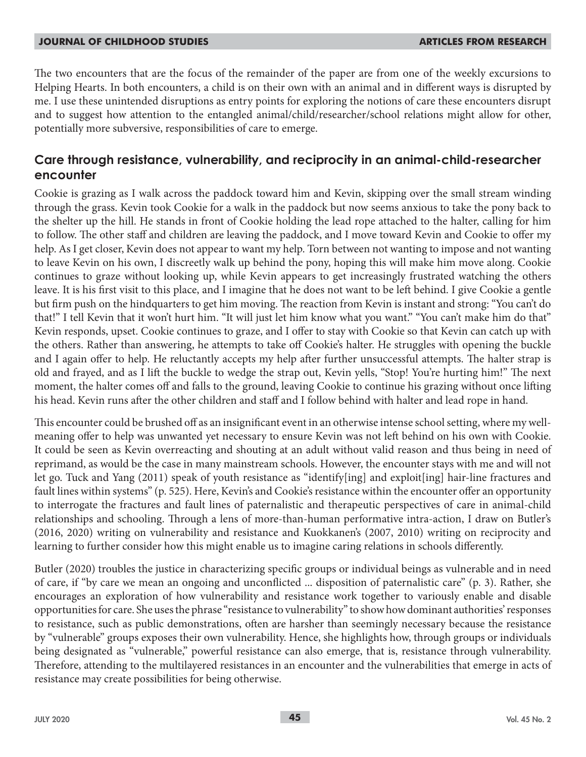The two encounters that are the focus of the remainder of the paper are from one of the weekly excursions to Helping Hearts. In both encounters, a child is on their own with an animal and in different ways is disrupted by me. I use these unintended disruptions as entry points for exploring the notions of care these encounters disrupt and to suggest how attention to the entangled animal/child/researcher/school relations might allow for other, potentially more subversive, responsibilities of care to emerge.

## Care through resistance, vulnerability, and reciprocity in an animal-child-researcher encounter

Cookie is grazing as I walk across the paddock toward him and Kevin, skipping over the small stream winding through the grass. Kevin took Cookie for a walk in the paddock but now seems anxious to take the pony back to the shelter up the hill. He stands in front of Cookie holding the lead rope attached to the halter, calling for him to follow. The other staff and children are leaving the paddock, and I move toward Kevin and Cookie to offer my help. As I get closer, Kevin does not appear to want my help. Torn between not wanting to impose and not wanting to leave Kevin on his own, I discreetly walk up behind the pony, hoping this will make him move along. Cookie continues to graze without looking up, while Kevin appears to get increasingly frustrated watching the others leave. It is his first visit to this place, and I imagine that he does not want to be left behind. I give Cookie a gentle but firm push on the hindquarters to get him moving. The reaction from Kevin is instant and strong: "You can't do that!" I tell Kevin that it won't hurt him. "It will just let him know what you want." "You can't make him do that" Kevin responds, upset. Cookie continues to graze, and I offer to stay with Cookie so that Kevin can catch up with the others. Rather than answering, he attempts to take off Cookie's halter. He struggles with opening the buckle and I again offer to help. He reluctantly accepts my help after further unsuccessful attempts. The halter strap is old and frayed, and as I lift the buckle to wedge the strap out, Kevin yells, "Stop! You're hurting him!" The next moment, the halter comes off and falls to the ground, leaving Cookie to continue his grazing without once lifting his head. Kevin runs after the other children and staff and I follow behind with halter and lead rope in hand.

This encounter could be brushed off as an insignificant event in an otherwise intense school setting, where my well-meaning offer to help was unwanted yet necessary to ensure Kevin was not left behind on his own with Cookie. It could be seen as Kevin overreacting and shouting at an adult without valid reason and thus being in need of reprimand, as would be the case in many mainstream schools. However, the encounter stays with me and will not let go. Tuck and Yang (2011) speak of youth resistance as "identify[ing] and exploit[ing] hair-line fractures and fault lines within systems" (p. 525). Here, Kevin's and Cookie's resistance within the encounter offer an opportunity to interrogate the fractures and fault lines of paternalistic and therapeutic perspectives of care in animal-child relationships and schooling. Through a lens of more-than-human performative intra-action, I draw on Butler's (2016, 2020) writing on vulnerability and resistance and Kuokkanen's (2007, 2010) writing on reciprocity and learning to further consider how this might enable us to imagine caring relations in schools differently.

Butler (2020) troubles the justice in characterizing specific groups or individual beings as vulnerable and in need of care, if "by care we mean an ongoing and unconflicted ... disposition of paternalistic care" (p. 3). Rather, she encourages an exploration of how vulnerability and resistance work together to variously enable and disable opportunities for care. She uses the phrase "resistance to vulnerability" to show how dominant authorities' responses to resistance, such as public demonstrations, often are harsher than seemingly necessary because the resistance by "vulnerable" groups exposes their own vulnerability. Hence, she highlights how, through groups or individuals being designated as "vulnerable," powerful resistance can also emerge, that is, resistance through vulnerability. Therefore, attending to the multilayered resistances in an encounter and the vulnerabilities that emerge in acts of resistance may create possibilities for being otherwise.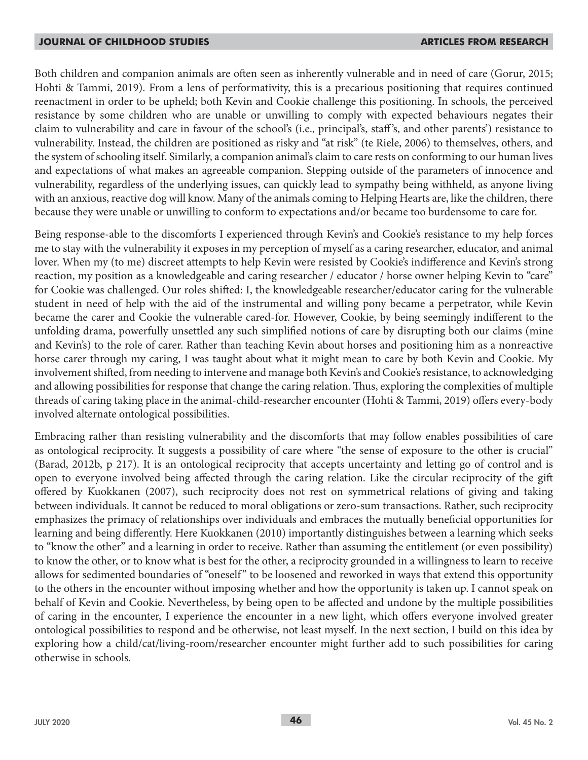Both children and companion animals are often seen as inherently vulnerable and in need of care (Gorur, 2015; Hohti & Tammi, 2019). From a lens of performativity, this is a precarious positioning that requires continued reenactment in order to be upheld; both Kevin and Cookie challenge this positioning. In schools, the perceived resistance by some children who are unable or unwilling to comply with expected behaviours negates their claim to vulnerability and care in favour of the school's (i.e., principal's, staff's, and other parents') resistance to vulnerability. Instead, the children are positioned as risky and "at risk" (te Riele, 2006) to themselves, others, and the system of schooling itself. Similarly, a companion animal's claim to care rests on conforming to our human lives and expectations of what makes an agreeable companion. Stepping outside of the parameters of innocence and vulnerability, regardless of the underlying issues, can quickly lead to sympathy being withheld, as anyone living with an anxious, reactive dog will know. Many of the animals coming to Helping Hearts are, like the children, there because they were unable or unwilling to conform to expectations and/or became too burdensome to care for.

Being response-able to the discomforts I experienced through Kevin's and Cookie's resistance to my help forces me to stay with the vulnerability it exposes in my perception of myself as a caring researcher, educator, and animal lover. When my (to me) discreet attempts to help Kevin were resisted by Cookie's indifference and Kevin's strong reaction, my position as a knowledgeable and caring researcher / educator / horse owner helping Kevin to "care" for Cookie was challenged. Our roles shifted: I, the knowledgeable researcher/educator caring for the vulnerable student in need of help with the aid of the instrumental and willing pony became a perpetrator, while Kevin became the carer and Cookie the vulnerable cared-for. However, Cookie, by being seemingly indifferent to the unfolding drama, powerfully unsettled any such simplified notions of care by disrupting both our claims (mine and Kevin's) to the role of carer. Rather than teaching Kevin about horses and positioning him as a nonreactive horse carer through my caring, I was taught about what it might mean to care by both Kevin and Cookie. My involvement shifted, from needing to intervene and manage both Kevin's and Cookie's resistance, to acknowledging and allowing possibilities for response that change the caring relation. Thus, exploring the complexities of multiple threads of caring taking place in the animal-child-researcher encounter (Hohti & Tammi, 2019) offers every-body involved alternate ontological possibilities.

Embracing rather than resisting vulnerability and the discomforts that may follow enables possibilities of care as ontological reciprocity. It suggests a possibility of care where "the sense of exposure to the other is crucial" (Barad, 2012b, p 217). It is an ontological reciprocity that accepts uncertainty and letting go of control and is open to everyone involved being affected through the caring relation. Like the circular reciprocity of the gift offered by Kuokkanen (2007), such reciprocity does not rest on symmetrical relations of giving and taking between individuals. It cannot be reduced to moral obligations or zero-sum transactions. Rather, such reciprocity emphasizes the primacy of relationships over individuals and embraces the mutually beneficial opportunities for learning and being differently. Here Kuokkanen (2010) importantly distinguishes between a learning which seeks to "know the other" and a learning in order to receive. Rather than assuming the entitlement (or even possibility) to know the other, or to know what is best for the other, a reciprocity grounded in a willingness to learn to receive allows for sedimented boundaries of "oneself" to be loosened and reworked in ways that extend this opportunity to the others in the encounter without imposing whether and how the opportunity is taken up. I cannot speak on behalf of Kevin and Cookie. Nevertheless, by being open to be affected and undone by the multiple possibilities of caring in the encounter, I experience the encounter in a new light, which offers everyone involved greater ontological possibilities to respond and be otherwise, not least myself. In the next section, I build on this idea by exploring how a child/cat/living-room/researcher encounter might further add to such possibilities for caring otherwise in schools.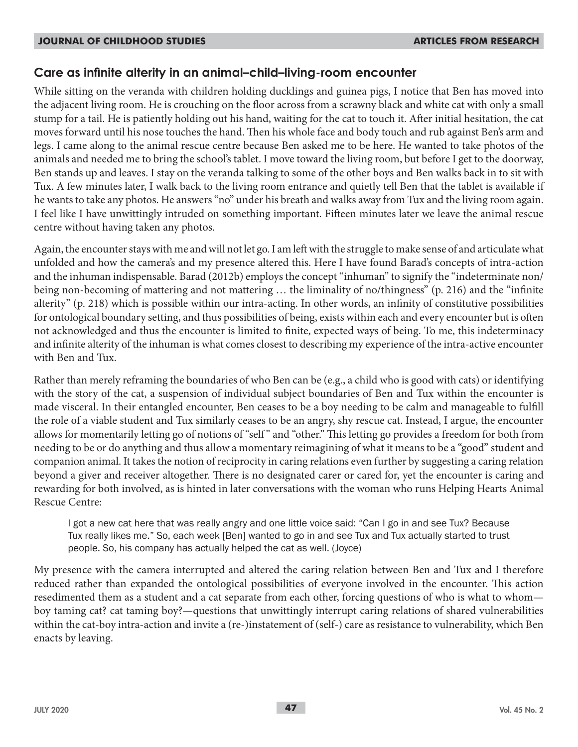## Care as infinite alterity in an animal–child–living-room encounter

While sitting on the veranda with children holding ducklings and guinea pigs, I notice that Ben has moved into the adjacent living room. He is crouching on the floor across from a scrawny black and white cat with only a small stump for a tail. He is patiently holding out his hand, waiting for the cat to touch it. After initial hesitation, the cat moves forward until his nose touches the hand. Then his whole face and body touch and rub against Ben's arm and legs. I came along to the animal rescue centre because Ben asked me to be here. He wanted to take photos of the animals and needed me to bring the school's tablet. I move toward the living room, but before I get to the doorway, Ben stands up and leaves. I stay on the veranda talking to some of the other boys and Ben walks back in to sit with Tux. A few minutes later, I walk back to the living room entrance and quietly tell Ben that the tablet is available if he wants to take any photos. He answers "no" under his breath and walks away from Tux and the living room again. I feel like I have unwittingly intruded on something important. Fifteen minutes later we leave the animal rescue centre without having taken any photos.

Again, the encounter stays with me and will not let go. I am left with the struggle to make sense of and articulate what unfolded and how the camera's and my presence altered this. Here I have found Barad's concepts of intra-action and the inhuman indispensable. Barad (2012b) employs the concept "inhuman" to signify the "indeterminate non/being non-becoming of mattering and not mattering … the liminality of no/thingness" (p. 216) and the "infinite alterity" (p. 218) which is possible within our intra-acting. In other words, an infinity of constitutive possibilities for ontological boundary setting, and thus possibilities of being, exists within each and every encounter but is often not acknowledged and thus the encounter is limited to finite, expected ways of being. To me, this indeterminacy and infinite alterity of the inhuman is what comes closest to describing my experience of the intra-active encounter with Ben and Tux.

Rather than merely reframing the boundaries of who Ben can be (e.g., a child who is good with cats) or identifying with the story of the cat, a suspension of individual subject boundaries of Ben and Tux within the encounter is made visceral. In their entangled encounter, Ben ceases to be a boy needing to be calm and manageable to fulfill the role of a viable student and Tux similarly ceases to be an angry, shy rescue cat. Instead, I argue, the encounter allows for momentarily letting go of notions of "self" and "other." This letting go provides a freedom for both from needing to be or do anything and thus allow a momentary reimagining of what it means to be a "good" student and companion animal. It takes the notion of reciprocity in caring relations even further by suggesting a caring relation beyond a giver and receiver altogether. There is no designated carer or cared for, yet the encounter is caring and rewarding for both involved, as is hinted in later conversations with the woman who runs Helping Hearts Animal Rescue Centre:

> I got a new cat here that was really angry and one little voice said: "Can I go in and see Tux? Because Tux really likes me." So, each week [Ben] wanted to go in and see Tux and Tux actually started to trust people. So, his company has actually helped the cat as well. (Joyce)

My presence with the camera interrupted and altered the caring relation between Ben and Tux and I therefore reduced rather than expanded the ontological possibilities of everyone involved in the encounter. This action resedimented them as a student and a cat separate from each other, forcing questions of who is what to whom—boy taming cat? cat taming boy?—questions that unwittingly interrupt caring relations of shared vulnerabilities within the cat-boy intra-action and invite a (re-)instatement of (self-) care as resistance to vulnerability, which Ben enacts by leaving.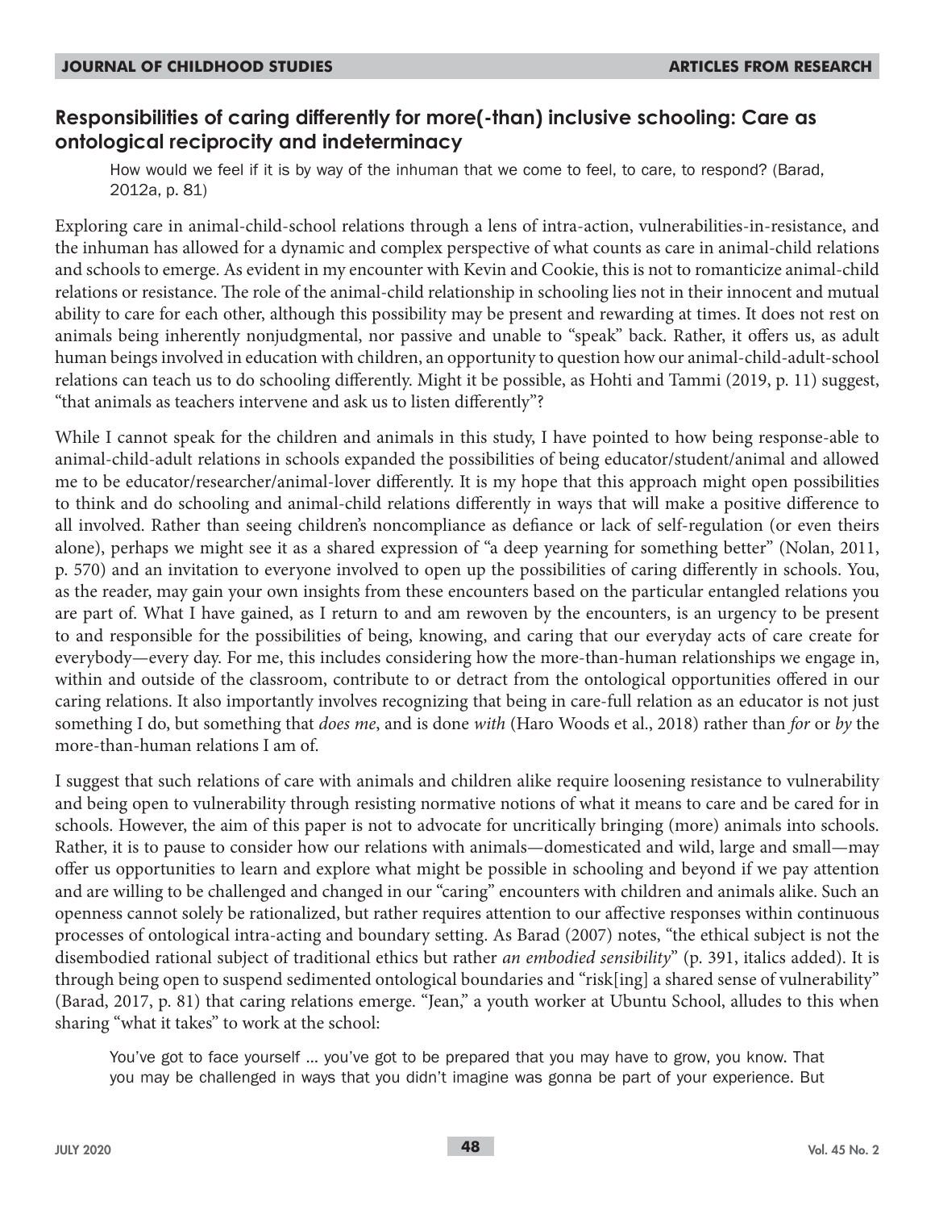## Responsibilities of caring differently for more(-than) inclusive schooling: Care as ontological reciprocity and indeterminacy

> How would we feel if it is by way of the inhuman that we come to feel, to care, to respond? (Barad, 2012a, p. 81)

Exploring care in animal-child-school relations through a lens of intra-action, vulnerabilities-in-resistance, and the inhuman has allowed for a dynamic and complex perspective of what counts as care in animal-child relations and schools to emerge. As evident in my encounter with Kevin and Cookie, this is not to romanticize animal-child relations or resistance. The role of the animal-child relationship in schooling lies not in their innocent and mutual ability to care for each other, although this possibility may be present and rewarding at times. It does not rest on animals being inherently nonjudgmental, nor passive and unable to "speak" back. Rather, it offers us, as adult human beings involved in education with children, an opportunity to question how our animal-child-adult-school relations can teach us to do schooling differently. Might it be possible, as Hohti and Tammi (2019, p. 11) suggest, "that animals as teachers intervene and ask us to listen differently"?

While I cannot speak for the children and animals in this study, I have pointed to how being response-able to animal-child-adult relations in schools expanded the possibilities of being educator/student/animal and allowed me to be educator/researcher/animal-lover differently. It is my hope that this approach might open possibilities to think and do schooling and animal-child relations differently in ways that will make a positive difference to all involved. Rather than seeing children's noncompliance as defiance or lack of self-regulation (or even theirs alone), perhaps we might see it as a shared expression of "a deep yearning for something better" (Nolan, 2011, p. 570) and an invitation to everyone involved to open up the possibilities of caring differently in schools. You, as the reader, may gain your own insights from these encounters based on the particular entangled relations you are part of. What I have gained, as I return to and am rewoven by the encounters, is an urgency to be present to and responsible for the possibilities of being, knowing, and caring that our everyday acts of care create for everybody—every day. For me, this includes considering how the more-than-human relationships we engage in, within and outside of the classroom, contribute to or detract from the ontological opportunities offered in our caring relations. It also importantly involves recognizing that being in care-full relation as an educator is not just something I do, but something that *does me*, and is done *with* (Haro Woods et al., 2018) rather than *for* or *by* the more-than-human relations I am of.

I suggest that such relations of care with animals and children alike require loosening resistance to vulnerability and being open to vulnerability through resisting normative notions of what it means to care and be cared for in schools. However, the aim of this paper is not to advocate for uncritically bringing (more) animals into schools. Rather, it is to pause to consider how our relations with animals—domesticated and wild, large and small—may offer us opportunities to learn and explore what might be possible in schooling and beyond if we pay attention and are willing to be challenged and changed in our "caring" encounters with children and animals alike. Such an openness cannot solely be rationalized, but rather requires attention to our affective responses within continuous processes of ontological intra-acting and boundary setting. As Barad (2007) notes, "the ethical subject is not the disembodied rational subject of traditional ethics but rather *an embodied sensibility*" (p. 391, italics added). It is through being open to suspend sedimented ontological boundaries and "risk[ing] a shared sense of vulnerability" (Barad, 2017, p. 81) that caring relations emerge. "Jean," a youth worker at Ubuntu School, alludes to this when sharing "what it takes" to work at the school:

> You've got to face yourself … you've got to be prepared that you may have to grow, you know. That you may be challenged in ways that you didn't imagine was gonna be part of your experience. But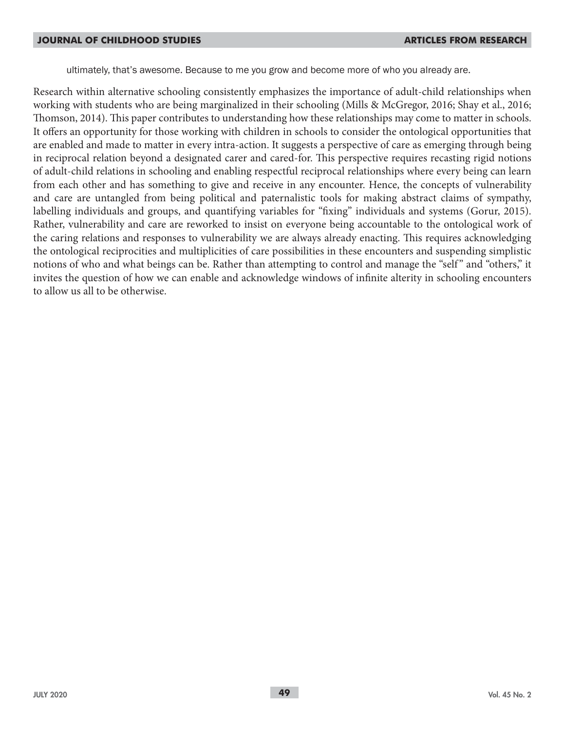> ultimately, that's awesome. Because to me you grow and become more of who you already are.

Research within alternative schooling consistently emphasizes the importance of adult-child relationships when working with students who are being marginalized in their schooling (Mills & McGregor, 2016; Shay et al., 2016; Thomson, 2014). This paper contributes to understanding how these relationships may come to matter in schools. It offers an opportunity for those working with children in schools to consider the ontological opportunities that are enabled and made to matter in every intra-action. It suggests a perspective of care as emerging through being in reciprocal relation beyond a designated carer and cared-for. This perspective requires recasting rigid notions of adult-child relations in schooling and enabling respectful reciprocal relationships where every being can learn from each other and has something to give and receive in any encounter. Hence, the concepts of vulnerability and care are untangled from being political and paternalistic tools for making abstract claims of sympathy, labelling individuals and groups, and quantifying variables for "fixing" individuals and systems (Gorur, 2015). Rather, vulnerability and care are reworked to insist on everyone being accountable to the ontological work of the caring relations and responses to vulnerability we are always already enacting. This requires acknowledging the ontological reciprocities and multiplicities of care possibilities in these encounters and suspending simplistic notions of who and what beings can be. Rather than attempting to control and manage the "self" and "others," it invites the question of how we can enable and acknowledge windows of infinite alterity in schooling encounters to allow us all to be otherwise.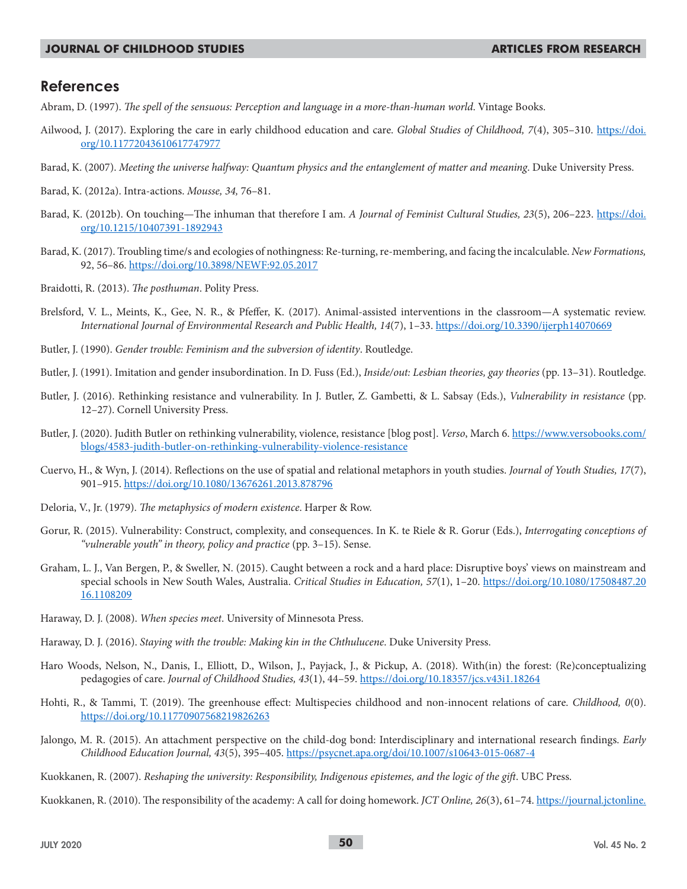## References

Abram, D. (1997). *The spell of the sensuous: Perception and language in a more-than-human world*. Vintage Books.

Ailwood, J. (2017). Exploring the care in early childhood education and care. *Global Studies of Childhood, 7*(4), 305–310. https://doi.org/10.11772043610617747977

Barad, K. (2007). *Meeting the universe halfway: Quantum physics and the entanglement of matter and meaning*. Duke University Press.

Barad, K. (2012a). Intra-actions. *Mousse, 34,* 76–81.

Barad, K. (2012b). On touching—The inhuman that therefore I am. *A Journal of Feminist Cultural Studies, 23*(5), 206–223. https://doi.org/10.1215/10407391-1892943

Barad, K. (2017). Troubling time/s and ecologies of nothingness: Re-turning, re-membering, and facing the incalculable. *New Formations,* 92, 56–86. https://doi.org/10.3898/NEWF:92.05.2017

Braidotti, R. (2013). *The posthuman*. Polity Press.

Brelsford, V. L., Meints, K., Gee, N. R., & Pfeffer, K. (2017). Animal-assisted interventions in the classroom—A systematic review. *International Journal of Environmental Research and Public Health, 14*(7), 1–33. https://doi.org/10.3390/ijerph14070669

Butler, J. (1990). *Gender trouble: Feminism and the subversion of identity*. Routledge.

Butler, J. (1991). Imitation and gender insubordination. In D. Fuss (Ed.), *Inside/out: Lesbian theories, gay theories* (pp. 13–31). Routledge.

Butler, J. (2016). Rethinking resistance and vulnerability. In J. Butler, Z. Gambetti, & L. Sabsay (Eds.), *Vulnerability in resistance* (pp. 12–27). Cornell University Press.

Butler, J. (2020). Judith Butler on rethinking vulnerability, violence, resistance [blog post]. *Verso*, March 6. https://www.versobooks.com/blogs/4583-judith-butler-on-rethinking-vulnerability-violence-resistance

Cuervo, H., & Wyn, J. (2014). Reflections on the use of spatial and relational metaphors in youth studies. *Journal of Youth Studies, 17*(7), 901–915. https://doi.org/10.1080/13676261.2013.878796

Deloria, V., Jr. (1979). *The metaphysics of modern existence*. Harper & Row.

Gorur, R. (2015). Vulnerability: Construct, complexity, and consequences. In K. te Riele & R. Gorur (Eds.), *Interrogating conceptions of "vulnerable youth" in theory, policy and practice* (pp. 3–15). Sense.

Graham, L. J., Van Bergen, P., & Sweller, N. (2015). Caught between a rock and a hard place: Disruptive boys' views on mainstream and special schools in New South Wales, Australia. *Critical Studies in Education, 57*(1), 1–20. https://doi.org/10.1080/17508487.2016.1108209

Haraway, D. J. (2008). *When species meet*. University of Minnesota Press.

Haraway, D. J. (2016). *Staying with the trouble: Making kin in the Chthulucene*. Duke University Press.

Haro Woods, Nelson, N., Danis, I., Elliott, D., Wilson, J., Payjack, J., & Pickup, A. (2018). With(in) the forest: (Re)conceptualizing pedagogies of care. *Journal of Childhood Studies, 43*(1), 44–59. https://doi.org/10.18357/jcs.v43i1.18264

Hohti, R., & Tammi, T. (2019). The greenhouse effect: Multispecies childhood and non-innocent relations of care. *Childhood, 0*(0). https://doi.org/10.11770907568219826263

Jalongo, M. R. (2015). An attachment perspective on the child-dog bond: Interdisciplinary and international research findings. *Early Childhood Education Journal, 43*(5), 395–405. https://psycnet.apa.org/doi/10.1007/s10643-015-0687-4

Kuokkanen, R. (2007). *Reshaping the university: Responsibility, Indigenous epistemes, and the logic of the gift*. UBC Press.

Kuokkanen, R. (2010). The responsibility of the academy: A call for doing homework. *JCT Online, 26*(3), 61–74. https://journal.jctonline.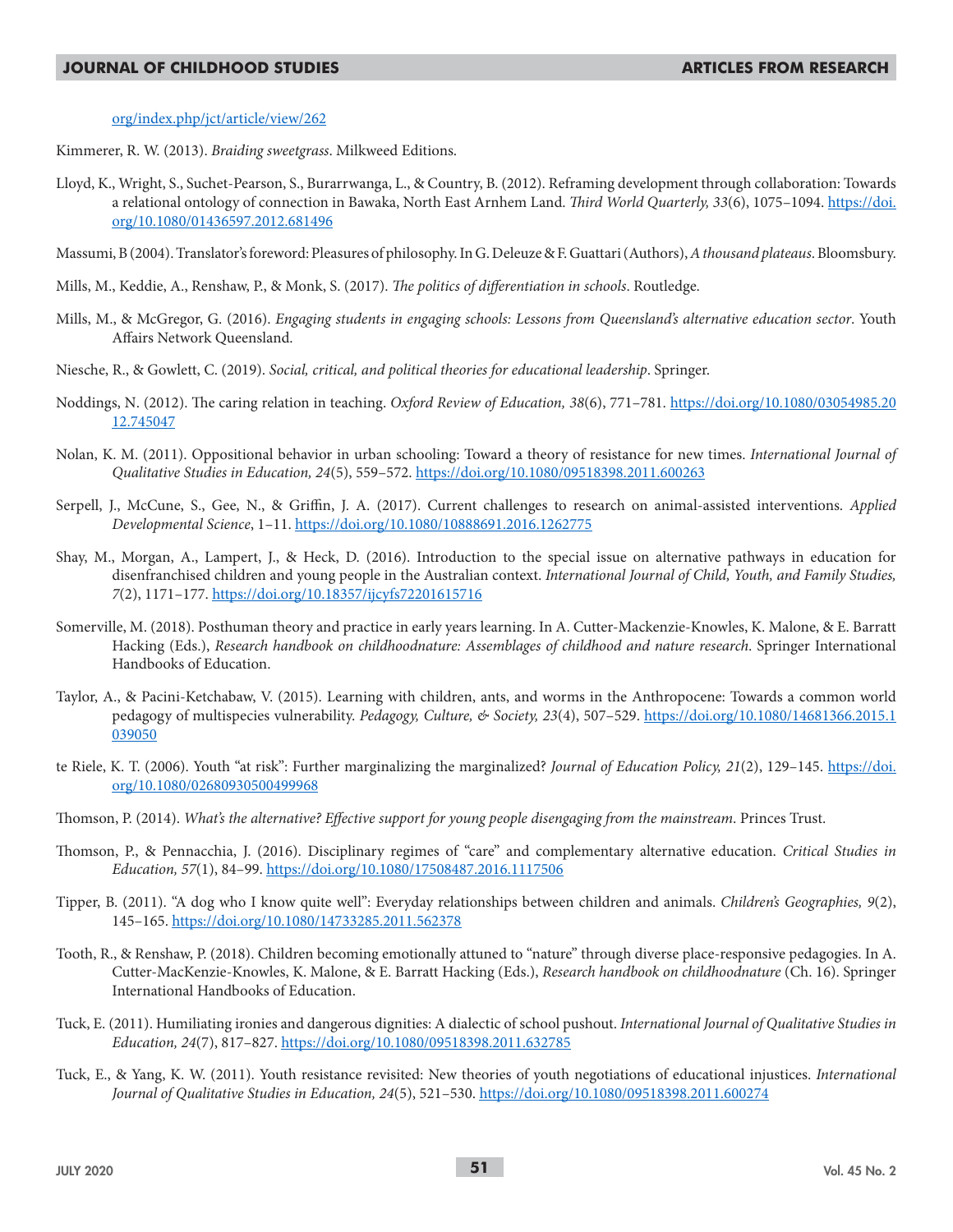org/index.php/jct/article/view/262

Kimmerer, R. W. (2013). *Braiding sweetgrass*. Milkweed Editions.

Lloyd, K., Wright, S., Suchet-Pearson, S., Burarrwanga, L., & Country, B. (2012). Reframing development through collaboration: Towards a relational ontology of connection in Bawaka, North East Arnhem Land. *Third World Quarterly, 33*(6), 1075–1094. https://doi.org/10.1080/01436597.2012.681496

Massumi, B (2004). Translator's foreword: Pleasures of philosophy. In G. Deleuze & F. Guattari (Authors), *A thousand plateaus*. Bloomsbury.

Mills, M., Keddie, A., Renshaw, P., & Monk, S. (2017). *The politics of differentiation in schools*. Routledge.

Mills, M., & McGregor, G. (2016). *Engaging students in engaging schools: Lessons from Queensland's alternative education sector*. Youth Affairs Network Queensland.

Niesche, R., & Gowlett, C. (2019). *Social, critical, and political theories for educational leadership*. Springer.

Noddings, N. (2012). The caring relation in teaching. *Oxford Review of Education, 38*(6), 771–781. https://doi.org/10.1080/03054985.2012.745047

Nolan, K. M. (2011). Oppositional behavior in urban schooling: Toward a theory of resistance for new times. *International Journal of Qualitative Studies in Education, 24*(5), 559–572. https://doi.org/10.1080/09518398.2011.600263

Serpell, J., McCune, S., Gee, N., & Griffin, J. A. (2017). Current challenges to research on animal-assisted interventions. *Applied Developmental Science*, 1–11. https://doi.org/10.1080/10888691.2016.1262775

Shay, M., Morgan, A., Lampert, J., & Heck, D. (2016). Introduction to the special issue on alternative pathways in education for disenfranchised children and young people in the Australian context. *International Journal of Child, Youth, and Family Studies, 7*(2), 1171–177. https://doi.org/10.18357/ijcyfs72201615716

Somerville, M. (2018). Posthuman theory and practice in early years learning. In A. Cutter-Mackenzie-Knowles, K. Malone, & E. Barratt Hacking (Eds.), *Research handbook on childhoodnature: Assemblages of childhood and nature research*. Springer International Handbooks of Education.

Taylor, A., & Pacini-Ketchabaw, V. (2015). Learning with children, ants, and worms in the Anthropocene: Towards a common world pedagogy of multispecies vulnerability. *Pedagogy, Culture, & Society, 23*(4), 507–529. https://doi.org/10.1080/14681366.2015.1039050

te Riele, K. T. (2006). Youth "at risk": Further marginalizing the marginalized? *Journal of Education Policy, 21*(2), 129–145. https://doi.org/10.1080/02680930500499968

Thomson, P. (2014). *What's the alternative? Effective support for young people disengaging from the mainstream*. Princes Trust.

Thomson, P., & Pennacchia, J. (2016). Disciplinary regimes of "care" and complementary alternative education. *Critical Studies in Education, 57*(1), 84–99. https://doi.org/10.1080/17508487.2016.1117506

Tipper, B. (2011). "A dog who I know quite well": Everyday relationships between children and animals. *Children's Geographies, 9*(2), 145–165. https://doi.org/10.1080/14733285.2011.562378

Tooth, R., & Renshaw, P. (2018). Children becoming emotionally attuned to "nature" through diverse place-responsive pedagogies. In A. Cutter-MacKenzie-Knowles, K. Malone, & E. Barratt Hacking (Eds.), *Research handbook on childhoodnature* (Ch. 16). Springer International Handbooks of Education.

Tuck, E. (2011). Humiliating ironies and dangerous dignities: A dialectic of school pushout. *International Journal of Qualitative Studies in Education, 24*(7), 817–827. https://doi.org/10.1080/09518398.2011.632785

Tuck, E., & Yang, K. W. (2011). Youth resistance revisited: New theories of youth negotiations of educational injustices. *International Journal of Qualitative Studies in Education, 24*(5), 521–530. https://doi.org/10.1080/09518398.2011.600274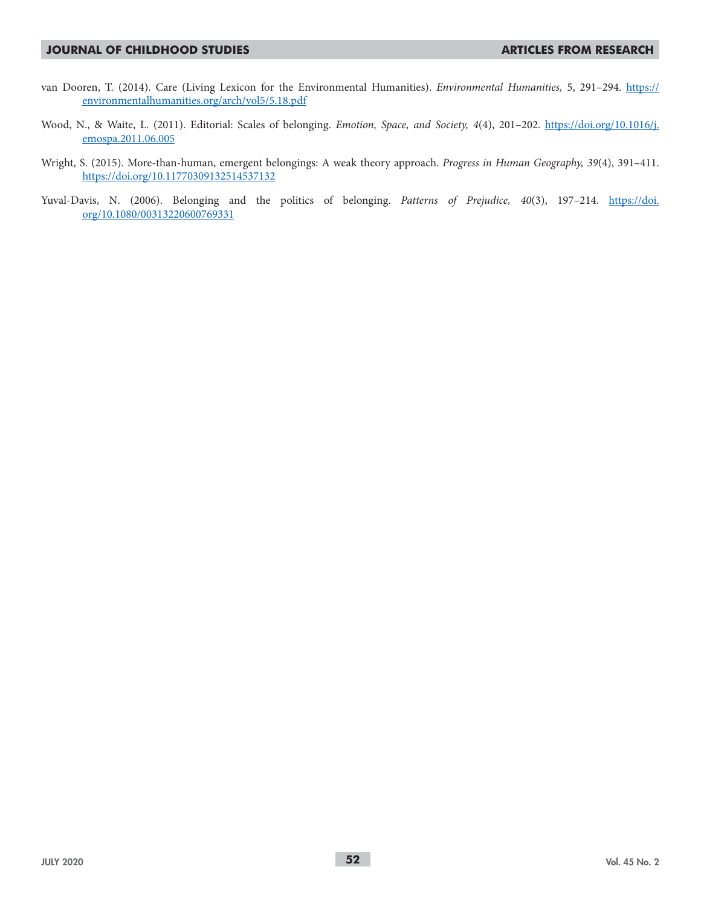van Dooren, T. (2014). Care (Living Lexicon for the Environmental Humanities). *Environmental Humanities,* 5, 291–294. https://environmentalhumanities.org/arch/vol5/5.18.pdf

Wood, N., & Waite, L. (2011). Editorial: Scales of belonging. *Emotion, Space, and Society, 4*(4), 201–202. https://doi.org/10.1016/j.emospa.2011.06.005

Wright, S. (2015). More-than-human, emergent belongings: A weak theory approach. *Progress in Human Geography, 39*(4), 391–411. https://doi.org/10.11770309132514537132

Yuval-Davis, N. (2006). Belonging and the politics of belonging. *Patterns of Prejudice, 40*(3), 197–214. https://doi.org/10.1080/00313220600769331